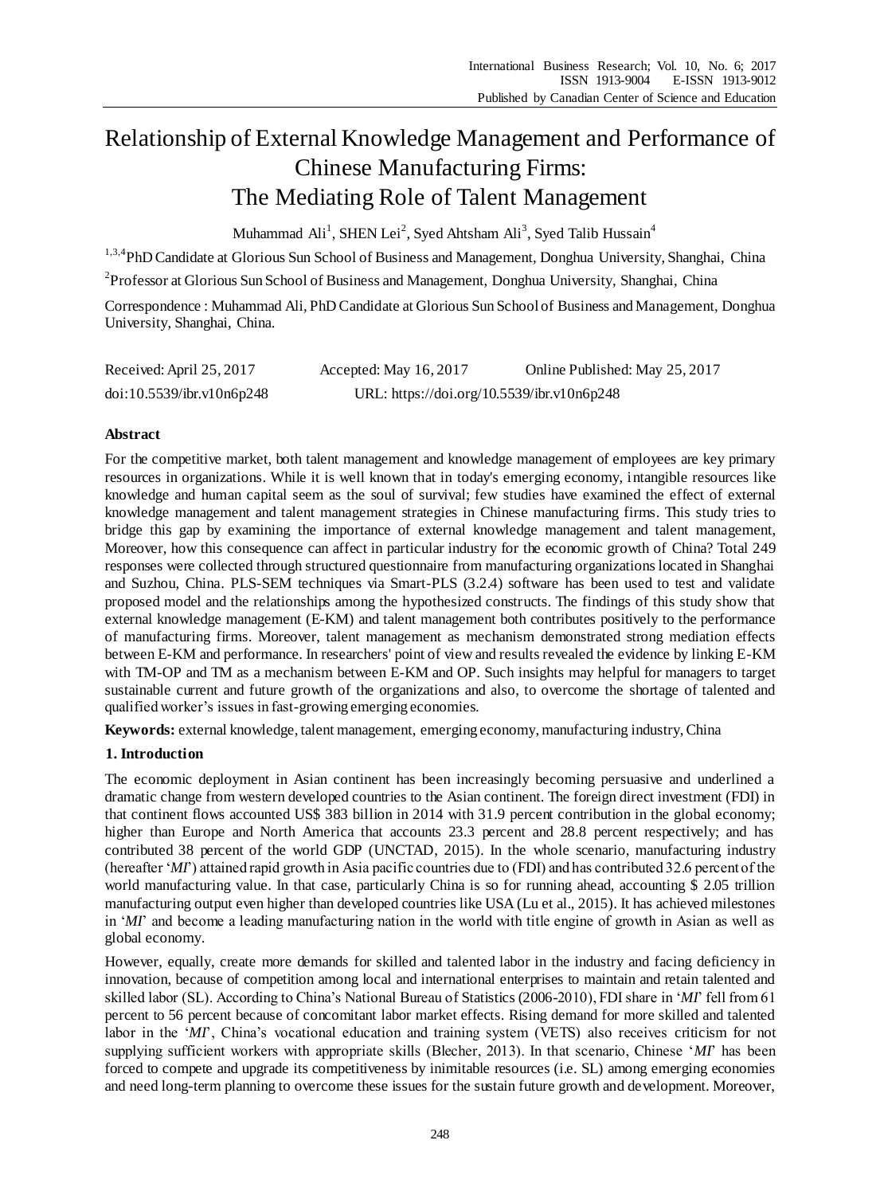# Relationship of External Knowledge Management and Performance of Chinese Manufacturing Firms: The Mediating Role of Talent Management

Muhammad Ali[1], SHEN Lei[2], Syed Ahtsham Ali[3], Syed Talib Hussain[4]

[1,3,4]PhD Candidate at Glorious Sun School of Business and Management, Donghua University, Shanghai, China

[2]Professor at Glorious Sun School of Business and Management, Donghua University, Shanghai, China

Correspondence : Muhammad Ali, PhD Candidate at Glorious Sun School of Business and Management, Donghua University, Shanghai, China.

Received: April 25, 2017 Accepted: May 16, 2017 Online Published: May 25, 2017

doi:10.5539/ibr.v10n6p248 URL: https://doi.org/10.5539/ibr.v10n6p248

## Abstract

For the competitive market, both talent management and knowledge management of employees are key primary resources in organizations. While it is well known that in today's emerging economy, intangible resources like knowledge and human capital seem as the soul of survival; few studies have examined the effect of external knowledge management and talent management strategies in Chinese manufacturing firms. This study tries to bridge this gap by examining the importance of external knowledge management and talent management, Moreover, how this consequence can affect in particular industry for the economic growth of China? Total 249 responses were collected through structured questionnaire from manufacturing organizations located in Shanghai and Suzhou, China. PLS-SEM techniques via Smart-PLS (3.2.4) software has been used to test and validate proposed model and the relationships among the hypothesized constructs. The findings of this study show that external knowledge management (E-KM) and talent management both contributes positively to the performance of manufacturing firms. Moreover, talent management as mechanism demonstrated strong mediation effects between E-KM and performance. In researchers' point of view and results revealed the evidence by linking E-KM with TM-OP and TM as a mechanism between E-KM and OP. Such insights may helpful for managers to target sustainable current and future growth of the organizations and also, to overcome the shortage of talented and qualified worker's issues in fast-growing emerging economies.

**Keywords:** external knowledge, talent management, emerging economy, manufacturing industry, China

## 1. Introduction

The economic deployment in Asian continent has been increasingly becoming persuasive and underlined a dramatic change from western developed countries to the Asian continent. The foreign direct investment (FDI) in that continent flows accounted US$ 383 billion in 2014 with 31.9 percent contribution in the global economy; higher than Europe and North America that accounts 23.3 percent and 28.8 percent respectively; and has contributed 38 percent of the world GDP (UNCTAD, 2015). In the whole scenario, manufacturing industry (hereafter '*MI*') attained rapid growth in Asia pacific countries due to (FDI) and has contributed 32.6 percent of the world manufacturing value. In that case, particularly China is so for running ahead, accounting $ 2.05 trillion manufacturing output even higher than developed countries like USA (Lu et al., 2015). It has achieved milestones in '*MI*' and become a leading manufacturing nation in the world with title engine of growth in Asian as well as global economy.

However, equally, create more demands for skilled and talented labor in the industry and facing deficiency in innovation, because of competition among local and international enterprises to maintain and retain talented and skilled labor (SL). According to China's National Bureau of Statistics (2006-2010), FDI share in '*MI*' fell from 61 percent to 56 percent because of concomitant labor market effects. Rising demand for more skilled and talented labor in the '*MI*', China's vocational education and training system (VETS) also receives criticism for not supplying sufficient workers with appropriate skills (Blecher, 2013). In that scenario, Chinese '*MI*' has been forced to compete and upgrade its competitiveness by inimitable resources (i.e. SL) among emerging economies and need long-term planning to overcome these issues for the sustain future growth and development. Moreover,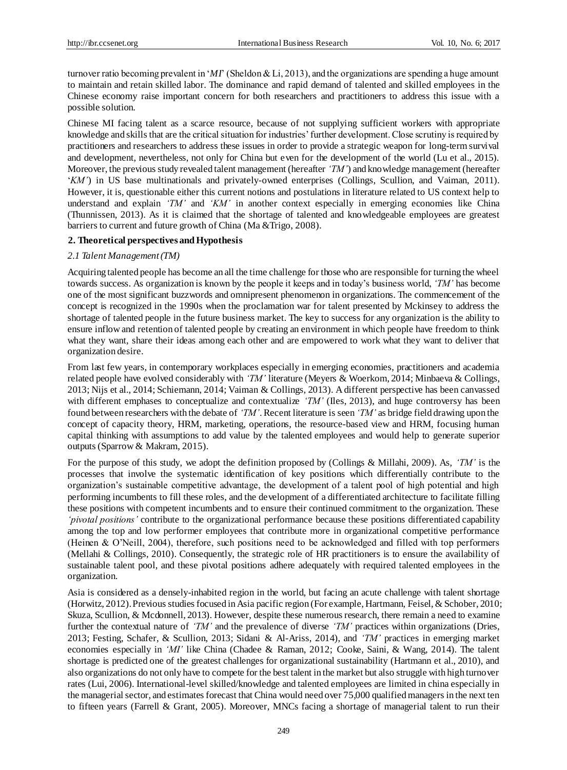turnover ratio becoming prevalent in '*MI*' (Sheldon & Li, 2013), and the organizations are spending a huge amount to maintain and retain skilled labor. The dominance and rapid demand of talented and skilled employees in the Chinese economy raise important concern for both researchers and practitioners to address this issue with a possible solution.

Chinese MI facing talent as a scarce resource, because of not supplying sufficient workers with appropriate knowledge and skills that are the critical situation for industries' further development. Close scrutiny is required by practitioners and researchers to address these issues in order to provide a strategic weapon for long-term survival and development, nevertheless, not only for China but even for the development of the world (Lu et al., 2015). Moreover, the previous study revealed talent management (hereafter *'TM'*) and knowledge management (hereafter '*KM'*) in US base multinationals and privately-owned enterprises (Collings, Scullion, and Vaiman, 2011). However, it is, questionable either this current notions and postulations in literature related to US context help to understand and explain *'TM'* and *'KM'* in another context especially in emerging economies like China (Thunnissen, 2013). As it is claimed that the shortage of talented and knowledgeable employees are greatest barriers to current and future growth of China (Ma &Trigo, 2008).

## 2. Theoretical perspectives and Hypothesis

### *2.1 Talent Management (TM)*

Acquiring talented people has become an all the time challenge for those who are responsible for turning the wheel towards success. As organization is known by the people it keeps and in today's business world, *'TM'* has become one of the most significant buzzwords and omnipresent phenomenon in organizations. The commencement of the concept is recognized in the 1990s when the proclamation war for talent presented by Mckinsey to address the shortage of talented people in the future business market. The key to success for any organization is the ability to ensure inflow and retention of talented people by creating an environment in which people have freedom to think what they want, share their ideas among each other and are empowered to work what they want to deliver that organization desire.

From last few years, in contemporary workplaces especially in emerging economies, practitioners and academia related people have evolved considerably with *'TM'* literature (Meyers & Woerkom, 2014; Minbaeva & Collings, 2013; Nijs et al., 2014; Schiemann, 2014; Vaiman & Collings, 2013). A different perspective has been canvassed with different emphases to conceptualize and contextualize *'TM'* (Iles, 2013), and huge controversy has been found between researchers with the debate of *'TM'*. Recent literature is seen *'TM'* as bridge field drawing upon the concept of capacity theory, HRM, marketing, operations, the resource-based view and HRM, focusing human capital thinking with assumptions to add value by the talented employees and would help to generate superior outputs (Sparrow & Makram, 2015).

For the purpose of this study, we adopt the definition proposed by (Collings & Millahi, 2009). As, *'TM'* is the processes that involve the systematic identification of key positions which differentially contribute to the organization's sustainable competitive advantage, the development of a talent pool of high potential and high performing incumbents to fill these roles, and the development of a differentiated architecture to facilitate filling these positions with competent incumbents and to ensure their continued commitment to the organization. These *'pivotal positions'* contribute to the organizational performance because these positions differentiated capability among the top and low performer employees that contribute more in organizational competitive performance (Heinen & O'Neill, 2004), therefore, such positions need to be acknowledged and filled with top performers (Mellahi & Collings, 2010). Consequently, the strategic role of HR practitioners is to ensure the availability of sustainable talent pool, and these pivotal positions adhere adequately with required talented employees in the organization.

Asia is considered as a densely-inhabited region in the world, but facing an acute challenge with talent shortage (Horwitz, 2012). Previous studies focused in Asia pacific region (For example, Hartmann, Feisel, & Schober, 2010; Skuza, Scullion, & Mcdonnell, 2013). However, despite these numerous research, there remain a need to examine further the contextual nature of *'TM'* and the prevalence of diverse *'TM'* practices within organizations (Dries, 2013; Festing, Schafer, & Scullion, 2013; Sidani & Al-Ariss, 2014), and *'TM'* practices in emerging market economies especially in *'MI'* like China (Chadee & Raman, 2012; Cooke, Saini, & Wang, 2014). The talent shortage is predicted one of the greatest challenges for organizational sustainability (Hartmann et al., 2010), and also organizations do not only have to compete for the best talent in the market but also struggle with high turnover rates (Lui, 2006). International-level skilled/knowledge and talented employees are limited in china especially in the managerial sector, and estimates forecast that China would need over 75,000 qualified managers in the next ten to fifteen years (Farrell & Grant, 2005). Moreover, MNCs facing a shortage of managerial talent to run their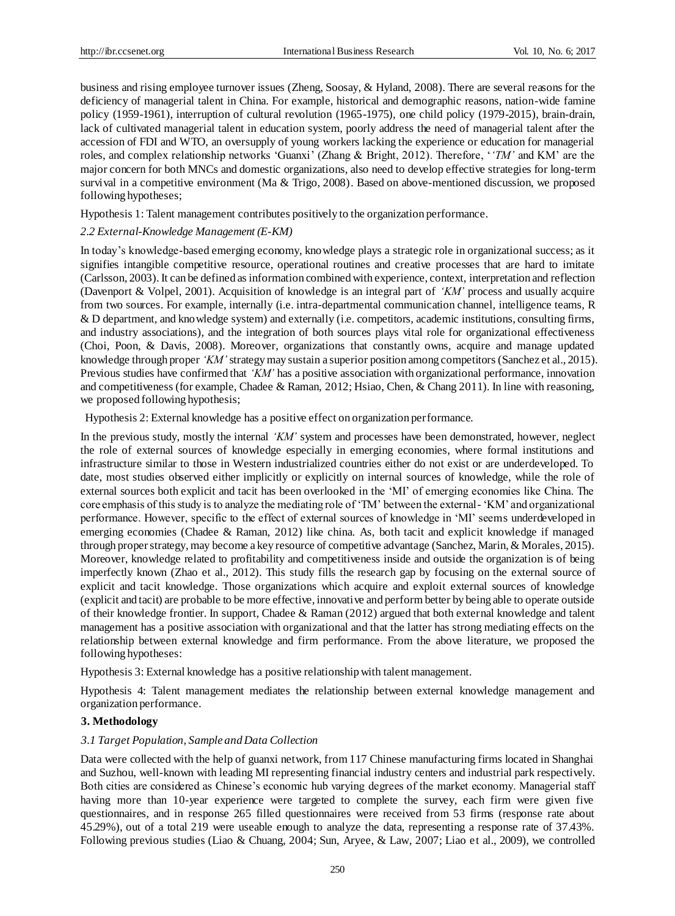business and rising employee turnover issues (Zheng, Soosay, & Hyland, 2008). There are several reasons for the deficiency of managerial talent in China. For example, historical and demographic reasons, nation-wide famine policy (1959-1961), interruption of cultural revolution (1965-1975), one child policy (1979-2015), brain-drain, lack of cultivated managerial talent in education system, poorly address the need of managerial talent after the accession of FDI and WTO, an oversupply of young workers lacking the experience or education for managerial roles, and complex relationship networks 'Guanxi' (Zhang & Bright, 2012). Therefore, '*'TM'* and KM' are the major concern for both MNCs and domestic organizations, also need to develop effective strategies for long-term survival in a competitive environment (Ma & Trigo, 2008). Based on above-mentioned discussion, we proposed following hypotheses;

Hypothesis 1: Talent management contributes positively to the organization performance.

### *2.2 External-Knowledge Management (E-KM)*

In today's knowledge-based emerging economy, knowledge plays a strategic role in organizational success; as it signifies intangible competitive resource, operational routines and creative processes that are hard to imitate (Carlsson, 2003). It can be defined as information combined with experience, context, interpretation and reflection (Davenport & Volpel, 2001). Acquisition of knowledge is an integral part of *'KM'* process and usually acquire from two sources. For example, internally (i.e. intra-departmental communication channel, intelligence teams, R & D department, and knowledge system) and externally (i.e. competitors, academic institutions, consulting firms, and industry associations), and the integration of both sources plays vital role for organizational effectiveness (Choi, Poon, & Davis, 2008). Moreover, organizations that constantly owns, acquire and manage updated knowledge through proper *'KM'* strategy may sustain a superior position among competitors (Sanchez et al., 2015). Previous studies have confirmed that *'KM'* has a positive association with organizational performance, innovation and competitiveness (for example, Chadee & Raman, 2012; Hsiao, Chen, & Chang 2011). In line with reasoning, we proposed following hypothesis;

Hypothesis 2: External knowledge has a positive effect on organization performance.

In the previous study, mostly the internal *'KM'* system and processes have been demonstrated, however, neglect the role of external sources of knowledge especially in emerging economies, where formal institutions and infrastructure similar to those in Western industrialized countries either do not exist or are underdeveloped. To date, most studies observed either implicitly or explicitly on internal sources of knowledge, while the role of external sources both explicit and tacit has been overlooked in the 'MI' of emerging economies like China. The core emphasis of this study is to analyze the mediating role of 'TM' between the external- 'KM' and organizational performance. However, specific to the effect of external sources of knowledge in 'MI' seems underdeveloped in emerging economies (Chadee & Raman, 2012) like china. As, both tacit and explicit knowledge if managed through proper strategy, may become a key resource of competitive advantage (Sanchez, Marin, & Morales, 2015). Moreover, knowledge related to profitability and competitiveness inside and outside the organization is of being imperfectly known (Zhao et al., 2012). This study fills the research gap by focusing on the external source of explicit and tacit knowledge. Those organizations which acquire and exploit external sources of knowledge (explicit and tacit) are probable to be more effective, innovative and perform better by being able to operate outside of their knowledge frontier. In support, Chadee & Raman (2012) argued that both external knowledge and talent management has a positive association with organizational and that the latter has strong mediating effects on the relationship between external knowledge and firm performance. From the above literature, we proposed the following hypotheses:

Hypothesis 3: External knowledge has a positive relationship with talent management.

Hypothesis 4: Talent management mediates the relationship between external knowledge management and organization performance.

## 3. Methodology

### *3.1 Target Population, Sample and Data Collection*

Data were collected with the help of guanxi network, from 117 Chinese manufacturing firms located in Shanghai and Suzhou, well-known with leading MI representing financial industry centers and industrial park respectively. Both cities are considered as Chinese's economic hub varying degrees of the market economy. Managerial staff having more than 10-year experience were targeted to complete the survey, each firm were given five questionnaires, and in response 265 filled questionnaires were received from 53 firms (response rate about 45.29%), out of a total 219 were useable enough to analyze the data, representing a response rate of 37.43%. Following previous studies (Liao & Chuang, 2004; Sun, Aryee, & Law, 2007; Liao et al., 2009), we controlled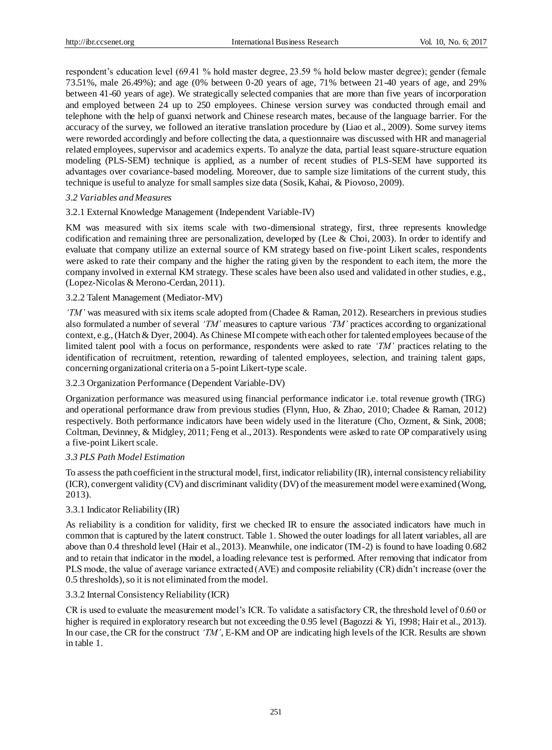respondent's education level (69.41 % hold master degree, 23.59 % hold below master degree); gender (female 73.51%, male 26.49%); and age (0% between 0-20 years of age, 71% between 21-40 years of age, and 29% between 41-60 years of age). We strategically selected companies that are more than five years of incorporation and employed between 24 up to 250 employees. Chinese version survey was conducted through email and telephone with the help of guanxi network and Chinese research mates, because of the language barrier. For the accuracy of the survey, we followed an iterative translation procedure by (Liao et al., 2009). Some survey items were reworded accordingly and before collecting the data, a questionnaire was discussed with HR and managerial related employees, supervisor and academics experts. To analyze the data, partial least square-structure equation modeling (PLS-SEM) technique is applied, as a number of recent studies of PLS-SEM have supported its advantages over covariance-based modeling. Moreover, due to sample size limitations of the current study, this technique is useful to analyze for small samples size data (Sosik, Kahai, & Piovoso, 2009).

### *3.2 Variables and Measures*

#### 3.2.1 External Knowledge Management (Independent Variable-IV)

KM was measured with six items scale with two-dimensional strategy, first, three represents knowledge codification and remaining three are personalization, developed by (Lee & Choi, 2003). In order to identify and evaluate that company utilize an external source of KM strategy based on five-point Likert scales, respondents were asked to rate their company and the higher the rating given by the respondent to each item, the more the company involved in external KM strategy. These scales have been also used and validated in other studies, e.g., (Lopez-Nicolas & Merono-Cerdan, 2011).

#### 3.2.2 Talent Management (Mediator-MV)

*'TM'* was measured with six items scale adopted from (Chadee & Raman, 2012). Researchers in previous studies also formulated a number of several *'TM'* measures to capture various *'TM'* practices according to organizational context, e.g., (Hatch & Dyer, 2004). As Chinese MI compete with each other for talented employees because of the limited talent pool with a focus on performance, respondents were asked to rate *'TM'* practices relating to the identification of recruitment, retention, rewarding of talented employees, selection, and training talent gaps, concerning organizational criteria on a 5-point Likert-type scale.

#### 3.2.3 Organization Performance (Dependent Variable-DV)

Organization performance was measured using financial performance indicator i.e. total revenue growth (TRG) and operational performance draw from previous studies (Flynn, Huo, & Zhao, 2010; Chadee & Raman, 2012) respectively. Both performance indicators have been widely used in the literature (Cho, Ozment, & Sink, 2008; Coltman, Devinney, & Midgley, 2011; Feng et al., 2013). Respondents were asked to rate OP comparatively using a five-point Likert scale.

### *3.3 PLS Path Model Estimation*

To assess the path coefficient in the structural model, first, indicator reliability (IR), internal consistency reliability (ICR), convergent validity (CV) and discriminant validity (DV) of the measurement model were examined (Wong, 2013).

#### 3.3.1 Indicator Reliability (IR)

As reliability is a condition for validity, first we checked IR to ensure the associated indicators have much in common that is captured by the latent construct. Table 1. Showed the outer loadings for all latent variables, all are above than 0.4 threshold level (Hair et al., 2013). Meanwhile, one indicator (TM-2) is found to have loading 0.682 and to retain that indicator in the model, a loading relevance test is performed. After removing that indicator from PLS mode, the value of average variance extracted (AVE) and composite reliability (CR) didn't increase (over the 0.5 thresholds), so it is not eliminated from the model.

#### 3.3.2 Internal Consistency Reliability (ICR)

CR is used to evaluate the measurement model's ICR. To validate a satisfactory CR, the threshold level of 0.60 or higher is required in exploratory research but not exceeding the 0.95 level (Bagozzi & Yi, 1998; Hair et al., 2013). In our case, the CR for the construct *'TM'*, E-KM and OP are indicating high levels of the ICR. Results are shown in table 1.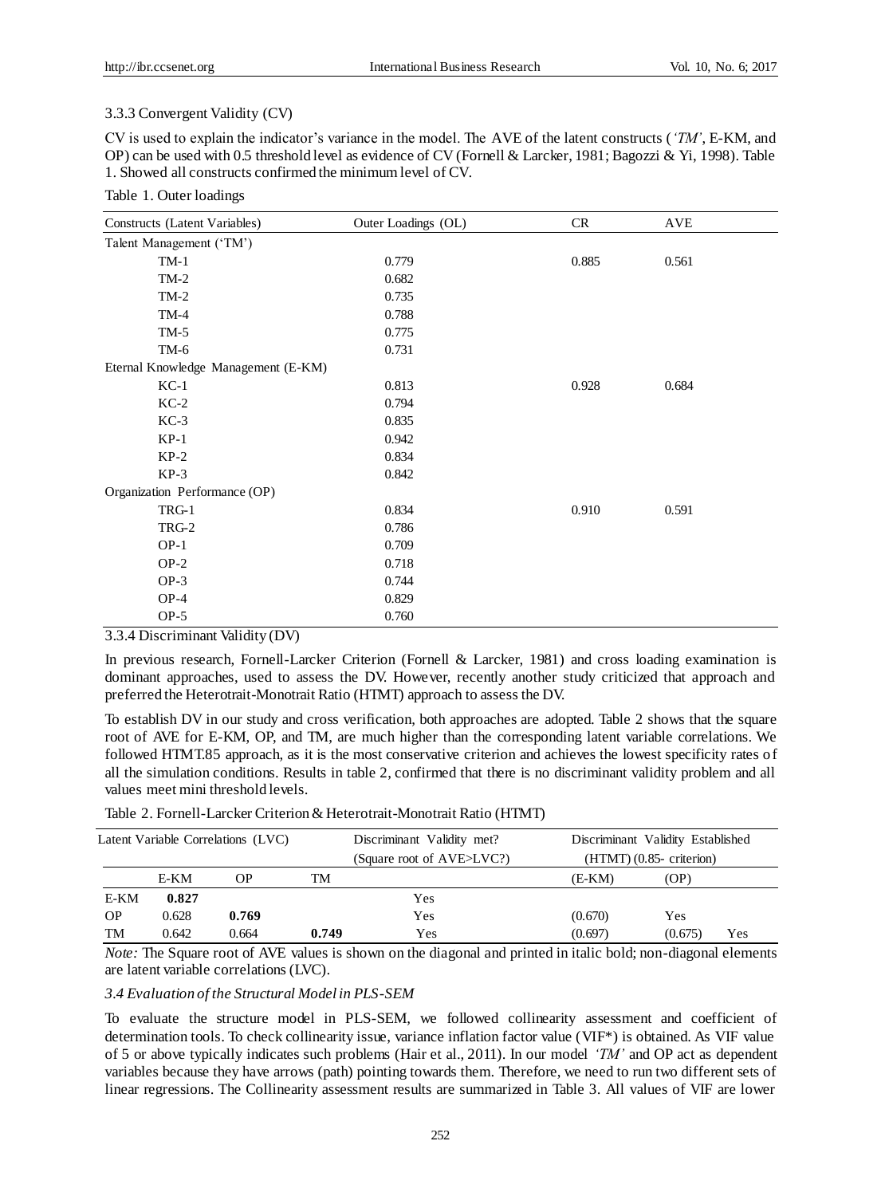### 3.3.3 Convergent Validity (CV)

CV is used to explain the indicator's variance in the model. The AVE of the latent constructs (*'TM'*, E-KM, and OP) can be used with 0.5 threshold level as evidence of CV (Fornell & Larcker, 1981; Bagozzi & Yi, 1998). Table 1. Showed all constructs confirmed the minimum level of CV.

Table 1. Outer loadings

| Constructs (Latent Variables) | Outer Loadings (OL) | CR | AVE |
|---|---|---|---|
| Talent Management ('TM') | | | |
| TM-1 | 0.779 | 0.885 | 0.561 |
| TM-2 | 0.682 | | |
| TM-2 | 0.735 | | |
| TM-4 | 0.788 | | |
| TM-5 | 0.775 | | |
| TM-6 | 0.731 | | |
| Eternal Knowledge Management (E-KM) | | | |
| KC-1 | 0.813 | 0.928 | 0.684 |
| KC-2 | 0.794 | | |
| KC-3 | 0.835 | | |
| KP-1 | 0.942 | | |
| KP-2 | 0.834 | | |
| KP-3 | 0.842 | | |
| Organization Performance (OP) | | | |
| TRG-1 | 0.834 | 0.910 | 0.591 |
| TRG-2 | 0.786 | | |
| OP-1 | 0.709 | | |
| OP-2 | 0.718 | | |
| OP-3 | 0.744 | | |
| OP-4 | 0.829 | | |
| OP-5 | 0.760 | | |

### 3.3.4 Discriminant Validity (DV)

In previous research, Fornell-Larcker Criterion (Fornell & Larcker, 1981) and cross loading examination is dominant approaches, used to assess the DV. However, recently another study criticized that approach and preferred the Heterotrait-Monotrait Ratio (HTMT) approach to assess the DV.

To establish DV in our study and cross verification, both approaches are adopted. Table 2 shows that the square root of AVE for E-KM, OP, and TM, are much higher than the corresponding latent variable correlations. We followed HTMT.85 approach, as it is the most conservative criterion and achieves the lowest specificity rates of all the simulation conditions. Results in table 2, confirmed that there is no discriminant validity problem and all values meet mini threshold levels.

Table 2. Fornell-Larcker Criterion & Heterotrait-Monotrait Ratio (HTMT)

| Latent Variable Correlations (LVC) | | | | Discriminant Validity met? | Discriminant Validity Established | | |
|---|---|---|---|---|---|---|---|
| | | | | (Square root of AVE>LVC?) | (HTMT) (0.85- criterion) | | |
| | E-KM | OP | TM | | (E-KM) | (OP) | |
| E-KM | **0.827** | | | Yes | | | |
| OP | 0.628 | **0.769** | | Yes | (0.670) | Yes | |
| TM | 0.642 | 0.664 | **0.749** | Yes | (0.697) | (0.675) | Yes |

*Note:* The Square root of AVE values is shown on the diagonal and printed in italic bold; non-diagonal elements are latent variable correlations (LVC).

### *3.4 Evaluation of the Structural Model in PLS-SEM*

To evaluate the structure model in PLS-SEM, we followed collinearity assessment and coefficient of determination tools. To check collinearity issue, variance inflation factor value (VIF*) is obtained. As VIF value of 5 or above typically indicates such problems (Hair et al., 2011). In our model *'TM'* and OP act as dependent variables because they have arrows (path) pointing towards them. Therefore, we need to run two different sets of linear regressions. The Collinearity assessment results are summarized in Table 3. All values of VIF are lower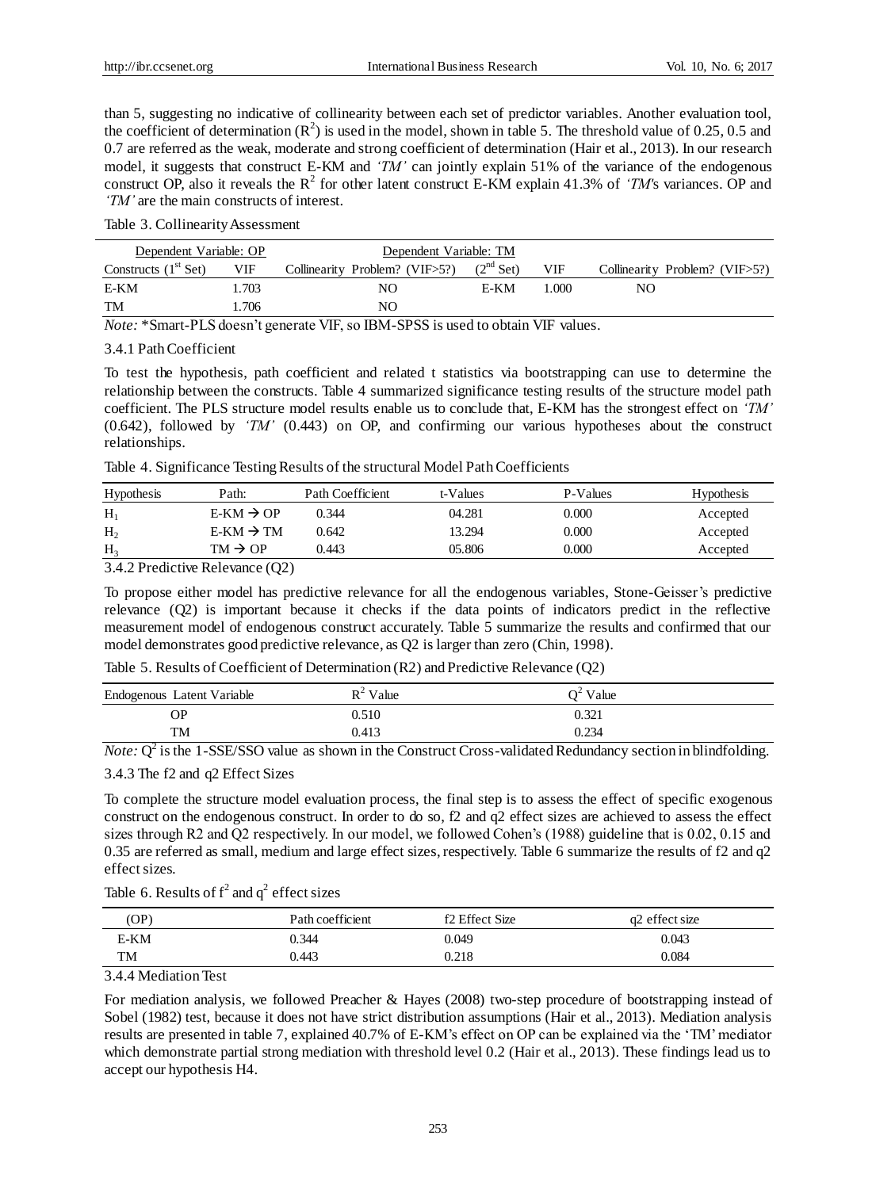than 5, suggesting no indicative of collinearity between each set of predictor variables. Another evaluation tool, the coefficient of determination ($R^2$) is used in the model, shown in table 5. The threshold value of 0.25, 0.5 and 0.7 are referred as the weak, moderate and strong coefficient of determination (Hair et al., 2013). In our research model, it suggests that construct E-KM and *'TM'* can jointly explain 51% of the variance of the endogenous construct OP, also it reveals the $R^2$ for other latent construct E-KM explain 41.3% of *'TM'*s variances. OP and *'TM'* are the main constructs of interest.

Table 3. Collinearity Assessment

| Dependent Variable: OP | | Dependent Variable: TM | | | |
|---|---|---|---|---|---|
| Constructs ($1^{st}$ Set) | VIF | Collinearity Problem? (VIF>5?) | ($2^{nd}$ Set) | VIF | Collinearity Problem? (VIF>5?) |
| E-KM | 1.703 | NO | E-KM | 1.000 | NO |
| TM | 1.706 | NO | | | |

*Note:* *Smart-PLS doesn't generate VIF, so IBM-SPSS is used to obtain VIF values.

#### 3.4.1 Path Coefficient

To test the hypothesis, path coefficient and related t statistics via bootstrapping can use to determine the relationship between the constructs. Table 4 summarized significance testing results of the structure model path coefficient. The PLS structure model results enable us to conclude that, E-KM has the strongest effect on *'TM'* (0.642), followed by *'TM'* (0.443) on OP, and confirming our various hypotheses about the construct relationships.

Table 4. Significance Testing Results of the structural Model Path Coefficients

| Hypothesis | Path: | Path Coefficient | t-Values | P-Values | Hypothesis |
|---|---|---|---|---|---|
| $H_1$ | E-KM → OP | 0.344 | 04.281 | 0.000 | Accepted |
| $H_2$ | E-KM → TM | 0.642 | 13.294 | 0.000 | Accepted |
| $H_3$ | TM → OP | 0.443 | 05.806 | 0.000 | Accepted |

#### 3.4.2 Predictive Relevance (Q2)

To propose either model has predictive relevance for all the endogenous variables, Stone-Geisser's predictive relevance (Q2) is important because it checks if the data points of indicators predict in the reflective measurement model of endogenous construct accurately. Table 5 summarize the results and confirmed that our model demonstrates good predictive relevance, as Q2 is larger than zero (Chin, 1998).

Table 5. Results of Coefficient of Determination (R2) and Predictive Relevance (Q2)

| Endogenous Latent Variable | $R^2$ Value | $Q^2$ Value |
|---|---|---|
| OP | 0.510 | 0.321 |
| TM | 0.413 | 0.234 |

*Note:* $Q^2$ is the 1-SSE/SSO value as shown in the Construct Cross-validated Redundancy section in blindfolding.

#### 3.4.3 The f2 and q2 Effect Sizes

To complete the structure model evaluation process, the final step is to assess the effect of specific exogenous construct on the endogenous construct. In order to do so, f2 and q2 effect sizes are achieved to assess the effect sizes through R2 and Q2 respectively. In our model, we followed Cohen's (1988) guideline that is 0.02, 0.15 and 0.35 are referred as small, medium and large effect sizes, respectively. Table 6 summarize the results of f2 and q2 effect sizes.

Table 6. Results of $f^2$ and $q^2$ effect sizes

| (OP) | Path coefficient | f2 Effect Size | q2 effect size |
|---|---|---|---|
| E-KM | 0.344 | 0.049 | 0.043 |
| TM | 0.443 | 0.218 | 0.084 |

#### 3.4.4 Mediation Test

For mediation analysis, we followed Preacher & Hayes (2008) two-step procedure of bootstrapping instead of Sobel (1982) test, because it does not have strict distribution assumptions (Hair et al., 2013). Mediation analysis results are presented in table 7, explained 40.7% of E-KM's effect on OP can be explained via the 'TM' mediator which demonstrate partial strong mediation with threshold level 0.2 (Hair et al., 2013). These findings lead us to accept our hypothesis H4.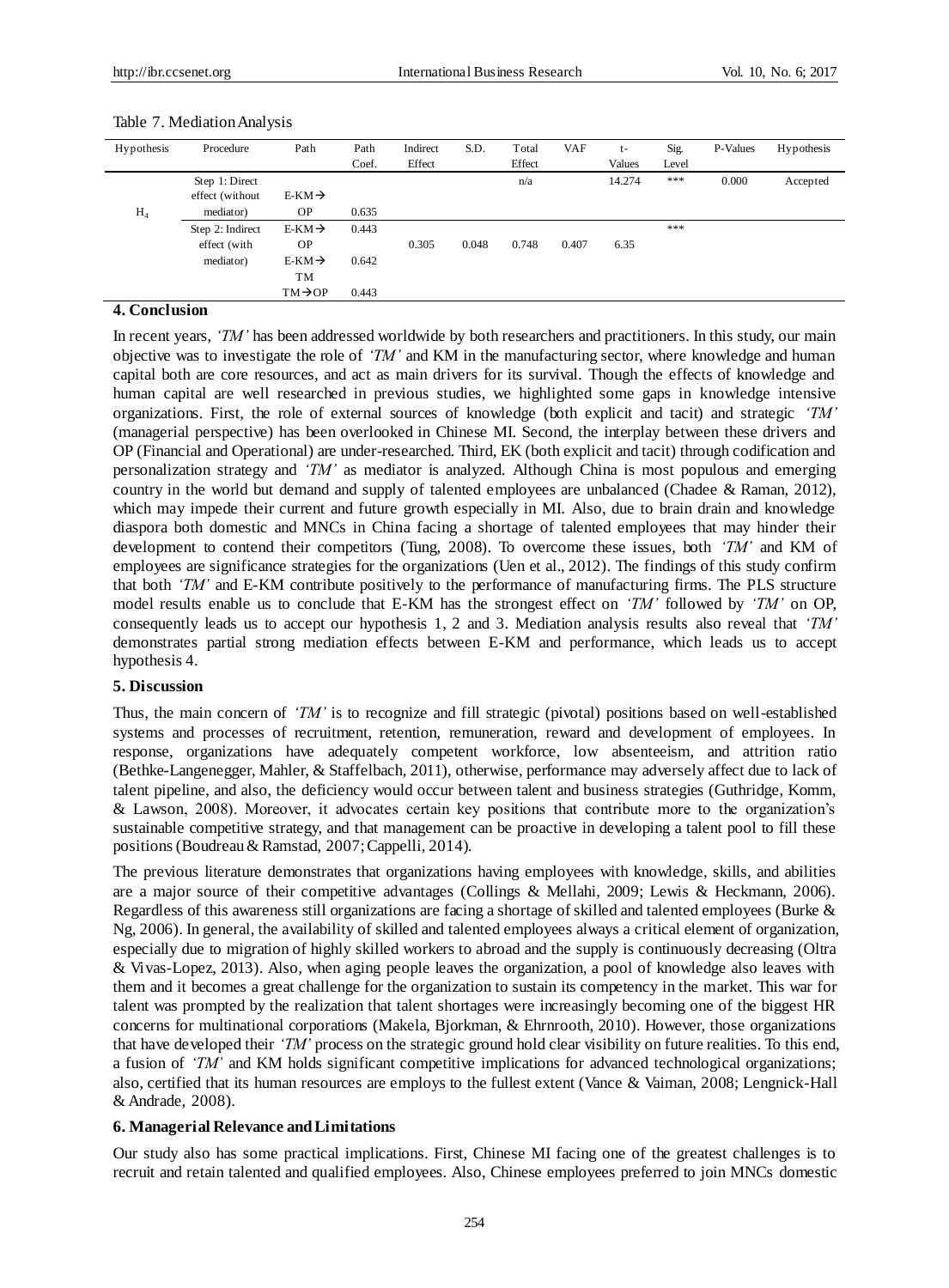Table 7. Mediation Analysis

| Hypothesis | Procedure | Path | Path Coef. | Indirect Effect | S.D. | Total Effect | VAF | t-Values | Sig. Level | P-Values | Hypothesis |
|---|---|---|---|---|---|---|---|---|---|---|---|
| $H_4$ | Step 1: Direct effect (without mediator) | E-KM→ OP | 0.635 | | | n/a | | 14.274 | *** | 0.000 | Accepted |
| | Step 2: Indirect effect (with mediator) | E-KM→ OP | 0.443 | 0.305 | 0.048 | 0.748 | 0.407 | 6.35 | *** | | |
| | | E-KM→ TM | 0.642 | | | | | | | | |
| | | TM→OP | 0.443 | | | | | | | | |

## 4. Conclusion

In recent years, *'TM'* has been addressed worldwide by both researchers and practitioners. In this study, our main objective was to investigate the role of *'TM'* and KM in the manufacturing sector, where knowledge and human capital both are core resources, and act as main drivers for its survival. Though the effects of knowledge and human capital are well researched in previous studies, we highlighted some gaps in knowledge intensive organizations. First, the role of external sources of knowledge (both explicit and tacit) and strategic *'TM'* (managerial perspective) has been overlooked in Chinese MI. Second, the interplay between these drivers and OP (Financial and Operational) are under-researched. Third, EK (both explicit and tacit) through codification and personalization strategy and *'TM'* as mediator is analyzed. Although China is most populous and emerging country in the world but demand and supply of talented employees are unbalanced (Chadee & Raman, 2012), which may impede their current and future growth especially in MI. Also, due to brain drain and knowledge diaspora both domestic and MNCs in China facing a shortage of talented employees that may hinder their development to contend their competitors (Tung, 2008). To overcome these issues, both *'TM'* and KM of employees are significance strategies for the organizations (Uen et al., 2012). The findings of this study confirm that both *'TM'* and E-KM contribute positively to the performance of manufacturing firms. The PLS structure model results enable us to conclude that E-KM has the strongest effect on *'TM'* followed by *'TM'* on OP, consequently leads us to accept our hypothesis 1, 2 and 3. Mediation analysis results also reveal that *'TM'* demonstrates partial strong mediation effects between E-KM and performance, which leads us to accept hypothesis 4.

## 5. Discussion

Thus, the main concern of *'TM'* is to recognize and fill strategic (pivotal) positions based on well-established systems and processes of recruitment, retention, remuneration, reward and development of employees. In response, organizations have adequately competent workforce, low absenteeism, and attrition ratio (Bethke-Langenegger, Mahler, & Staffelbach, 2011), otherwise, performance may adversely affect due to lack of talent pipeline, and also, the deficiency would occur between talent and business strategies (Guthridge, Komm, & Lawson, 2008). Moreover, it advocates certain key positions that contribute more to the organization's sustainable competitive strategy, and that management can be proactive in developing a talent pool to fill these positions (Boudreau & Ramstad, 2007; Cappelli, 2014).

The previous literature demonstrates that organizations having employees with knowledge, skills, and abilities are a major source of their competitive advantages (Collings & Mellahi, 2009; Lewis & Heckmann, 2006). Regardless of this awareness still organizations are facing a shortage of skilled and talented employees (Burke & Ng, 2006). In general, the availability of skilled and talented employees always a critical element of organization, especially due to migration of highly skilled workers to abroad and the supply is continuously decreasing (Oltra & Vivas-Lopez, 2013). Also, when aging people leaves the organization, a pool of knowledge also leaves with them and it becomes a great challenge for the organization to sustain its competency in the market. This war for talent was prompted by the realization that talent shortages were increasingly becoming one of the biggest HR concerns for multinational corporations (Makela, Bjorkman, & Ehrnrooth, 2010). However, those organizations that have developed their *'TM'* process on the strategic ground hold clear visibility on future realities. To this end, a fusion of *'TM'* and KM holds significant competitive implications for advanced technological organizations; also, certified that its human resources are employs to the fullest extent (Vance & Vaiman, 2008; Lengnick-Hall & Andrade, 2008).

## 6. Managerial Relevance and Limitations

Our study also has some practical implications. First, Chinese MI facing one of the greatest challenges is to recruit and retain talented and qualified employees. Also, Chinese employees preferred to join MNCs domestic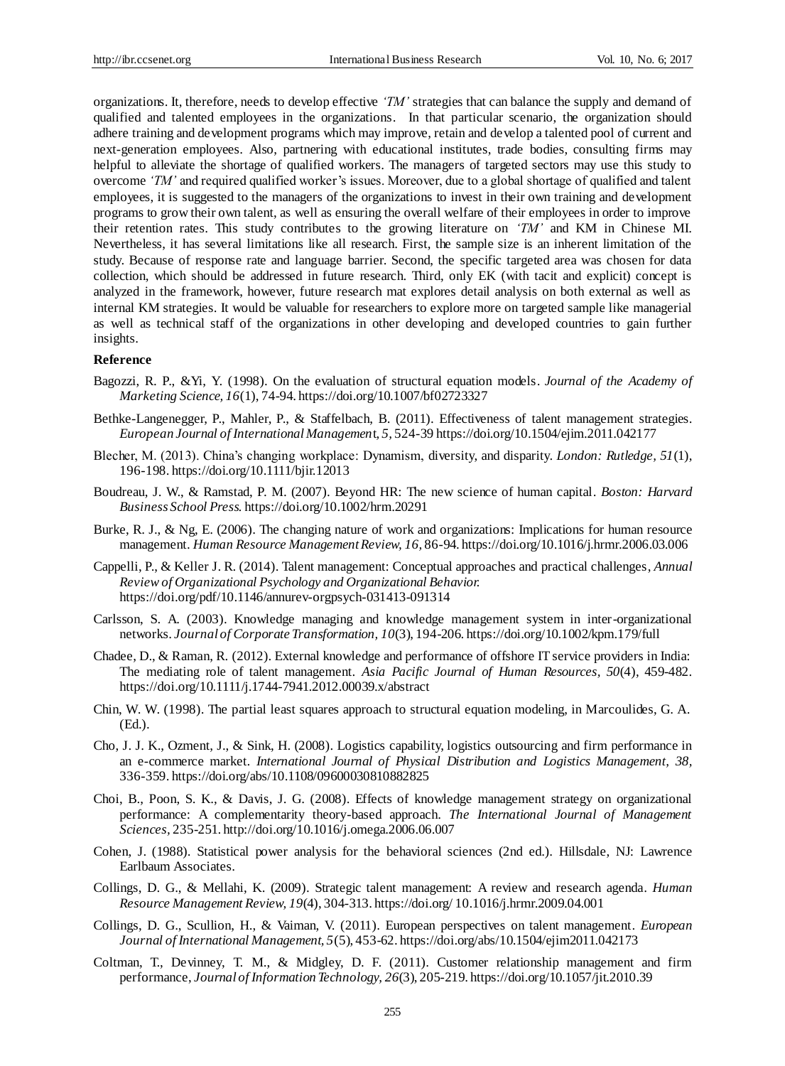organizations. It, therefore, needs to develop effective *'TM'* strategies that can balance the supply and demand of qualified and talented employees in the organizations. In that particular scenario, the organization should adhere training and development programs which may improve, retain and develop a talented pool of current and next-generation employees. Also, partnering with educational institutes, trade bodies, consulting firms may helpful to alleviate the shortage of qualified workers. The managers of targeted sectors may use this study to overcome *'TM'* and required qualified worker's issues. Moreover, due to a global shortage of qualified and talent employees, it is suggested to the managers of the organizations to invest in their own training and development programs to grow their own talent, as well as ensuring the overall welfare of their employees in order to improve their retention rates. This study contributes to the growing literature on *'TM'* and KM in Chinese MI. Nevertheless, it has several limitations like all research. First, the sample size is an inherent limitation of the study. Because of response rate and language barrier. Second, the specific targeted area was chosen for data collection, which should be addressed in future research. Third, only EK (with tacit and explicit) concept is analyzed in the framework, however, future research mat explores detail analysis on both external as well as internal KM strategies. It would be valuable for researchers to explore more on targeted sample like managerial as well as technical staff of the organizations in other developing and developed countries to gain further insights.

**Reference**

Bagozzi, R. P., &Yi, Y. (1998). On the evaluation of structural equation models. *Journal of the Academy of Marketing Science, 16*(1), 74-94. https://doi.org/10.1007/bf02723327

Bethke-Langenegger, P., Mahler, P., & Staffelbach, B. (2011). Effectiveness of talent management strategies. *European Journal of International Management, 5,* 524-39 https://doi.org/10.1504/ejim.2011.042177

Blecher, M. (2013). China's changing workplace: Dynamism, diversity, and disparity. *London: Rutledge, 51*(1), 196-198. https://doi.org/10.1111/bjir.12013

Boudreau, J. W., & Ramstad, P. M. (2007). Beyond HR: The new science of human capital. *Boston: Harvard Business School Press.* https://doi.org/10.1002/hrm.20291

Burke, R. J., & Ng, E. (2006). The changing nature of work and organizations: Implications for human resource management. *Human Resource Management Review, 16,* 86-94. https://doi.org/10.1016/j.hrmr.2006.03.006

Cappelli, P., & Keller J. R. (2014). Talent management: Conceptual approaches and practical challenges, *Annual Review of Organizational Psychology and Organizational Behavior.* https://doi.org/pdf/10.1146/annurev-orgpsych-031413-091314

Carlsson, S. A. (2003). Knowledge managing and knowledge management system in inter-organizational networks. *Journal of Corporate Transformation, 10*(3), 194-206. https://doi.org/10.1002/kpm.179/full

Chadee, D., & Raman, R. (2012). External knowledge and performance of offshore IT service providers in India: The mediating role of talent management. *Asia Pacific Journal of Human Resources, 50*(4), 459-482. https://doi.org/10.1111/j.1744-7941.2012.00039.x/abstract

Chin, W. W. (1998). The partial least squares approach to structural equation modeling, in Marcoulides, G. A. (Ed.).

Cho, J. J. K., Ozment, J., & Sink, H. (2008). Logistics capability, logistics outsourcing and firm performance in an e-commerce market. *International Journal of Physical Distribution and Logistics Management, 38,* 336-359. https://doi.org/abs/10.1108/09600030810882825

Choi, B., Poon, S. K., & Davis, J. G. (2008). Effects of knowledge management strategy on organizational performance: A complementarity theory-based approach. *The International Journal of Management Sciences,* 235-251. http://doi.org/10.1016/j.omega.2006.06.007

Cohen, J. (1988). Statistical power analysis for the behavioral sciences (2nd ed.). Hillsdale, NJ: Lawrence Earlbaum Associates.

Collings, D. G., & Mellahi, K. (2009). Strategic talent management: A review and research agenda. *Human Resource Management Review, 19*(4), 304-313. https://doi.org/ 10.1016/j.hrmr.2009.04.001

Collings, D. G., Scullion, H., & Vaiman, V. (2011). European perspectives on talent management. *European Journal of International Management, 5*(5), 453-62. https://doi.org/abs/10.1504/ejim2011.042173

Coltman, T., Devinney, T. M., & Midgley, D. F. (2011). Customer relationship management and firm performance, *Journal of Information Technology, 26*(3), 205-219. https://doi.org/10.1057/jit.2010.39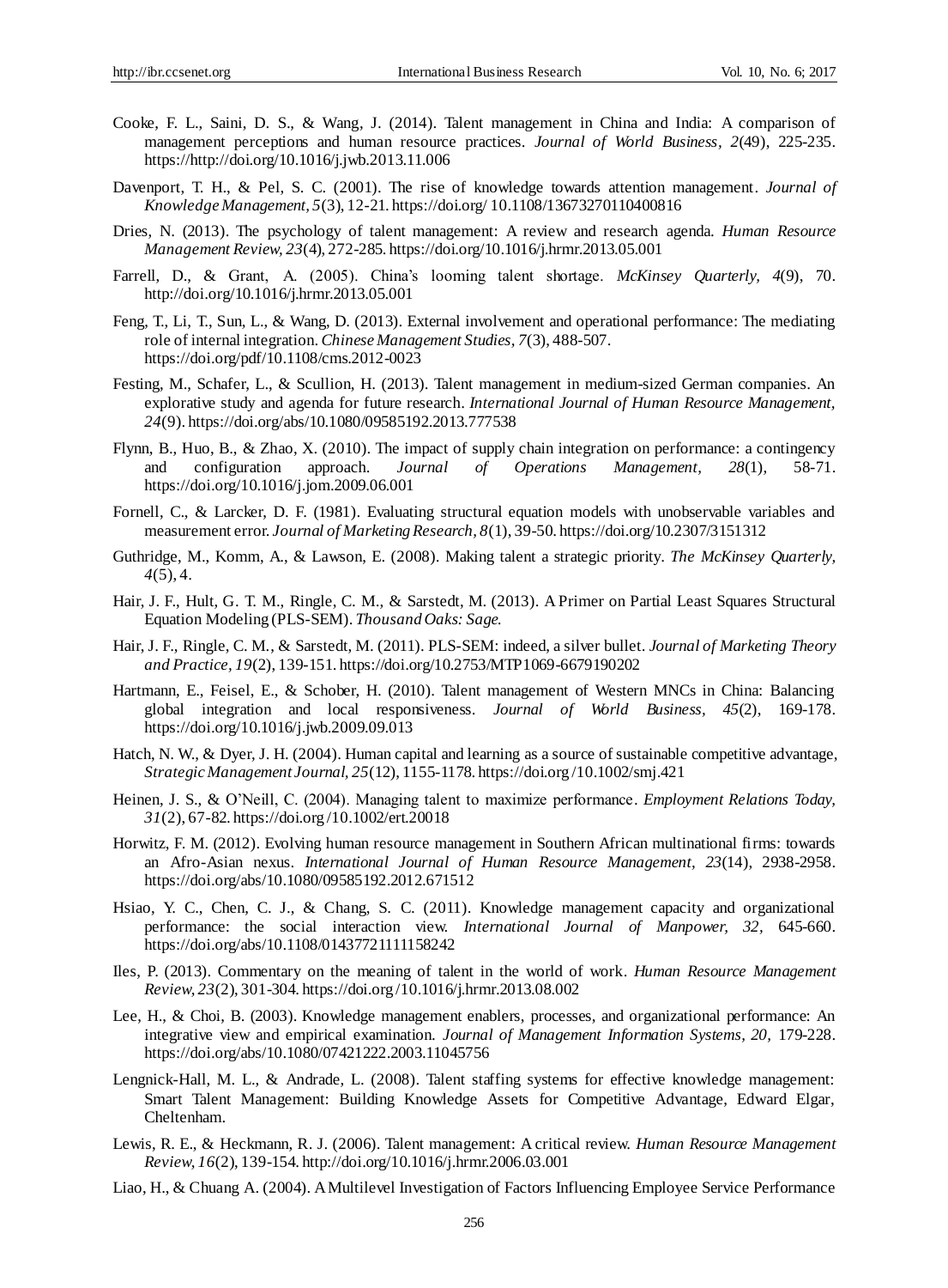Cooke, F. L., Saini, D. S., & Wang, J. (2014). Talent management in China and India: A comparison of management perceptions and human resource practices. *Journal of World Business, 2*(49), 225-235. https://http://doi.org/10.1016/j.jwb.2013.11.006

Davenport, T. H., & Pel, S. C. (2001). The rise of knowledge towards attention management. *Journal of Knowledge Management, 5*(3), 12-21. https://doi.org/ 10.1108/13673270110400816

Dries, N. (2013). The psychology of talent management: A review and research agenda. *Human Resource Management Review, 23*(4), 272-285. https://doi.org/10.1016/j.hrmr.2013.05.001

Farrell, D., & Grant, A. (2005). China's looming talent shortage. *McKinsey Quarterly, 4*(9), 70. http://doi.org/10.1016/j.hrmr.2013.05.001

Feng, T., Li, T., Sun, L., & Wang, D. (2013). External involvement and operational performance: The mediating role of internal integration. *Chinese Management Studies, 7*(3), 488-507. https://doi.org/pdf/10.1108/cms.2012-0023

Festing, M., Schafer, L., & Scullion, H. (2013). Talent management in medium-sized German companies. An explorative study and agenda for future research. *International Journal of Human Resource Management, 24*(9). https://doi.org/abs/10.1080/09585192.2013.777538

Flynn, B., Huo, B., & Zhao, X. (2010). The impact of supply chain integration on performance: a contingency and configuration approach. *Journal of Operations Management, 28*(1), 58-71. https://doi.org/10.1016/j.jom.2009.06.001

Fornell, C., & Larcker, D. F. (1981). Evaluating structural equation models with unobservable variables and measurement error. *Journal of Marketing Research, 8*(1), 39-50. https://doi.org/10.2307/3151312

Guthridge, M., Komm, A., & Lawson, E. (2008). Making talent a strategic priority. *The McKinsey Quarterly, 4*(5), 4.

Hair, J. F., Hult, G. T. M., Ringle, C. M., & Sarstedt, M. (2013). A Primer on Partial Least Squares Structural Equation Modeling (PLS-SEM). *Thousand Oaks: Sage.*

Hair, J. F., Ringle, C. M., & Sarstedt, M. (2011). PLS-SEM: indeed, a silver bullet. *Journal of Marketing Theory and Practice, 19*(2), 139-151. https://doi.org/10.2753/MTP1069-6679190202

Hartmann, E., Feisel, E., & Schober, H. (2010). Talent management of Western MNCs in China: Balancing global integration and local responsiveness. *Journal of World Business, 45*(2), 169-178. https://doi.org/10.1016/j.jwb.2009.09.013

Hatch, N. W., & Dyer, J. H. (2004). Human capital and learning as a source of sustainable competitive advantage, *Strategic Management Journal, 25*(12), 1155-1178. https://doi.org /10.1002/smj.421

Heinen, J. S., & O'Neill, C. (2004). Managing talent to maximize performance. *Employment Relations Today, 31*(2), 67-82. https://doi.org /10.1002/ert.20018

Horwitz, F. M. (2012). Evolving human resource management in Southern African multinational firms: towards an Afro-Asian nexus. *International Journal of Human Resource Management, 23*(14), 2938-2958. https://doi.org/abs/10.1080/09585192.2012.671512

Hsiao, Y. C., Chen, C. J., & Chang, S. C. (2011). Knowledge management capacity and organizational performance: the social interaction view. *International Journal of Manpower, 32*, 645-660. https://doi.org/abs/10.1108/01437721111158242

Iles, P. (2013). Commentary on the meaning of talent in the world of work. *Human Resource Management Review, 23*(2), 301-304. https://doi.org /10.1016/j.hrmr.2013.08.002

Lee, H., & Choi, B. (2003). Knowledge management enablers, processes, and organizational performance: An integrative view and empirical examination. *Journal of Management Information Systems, 20*, 179-228. https://doi.org/abs/10.1080/07421222.2003.11045756

Lengnick-Hall, M. L., & Andrade, L. (2008). Talent staffing systems for effective knowledge management: Smart Talent Management: Building Knowledge Assets for Competitive Advantage, Edward Elgar, Cheltenham.

Lewis, R. E., & Heckmann, R. J. (2006). Talent management: A critical review. *Human Resource Management Review, 16*(2), 139-154. http://doi.org/10.1016/j.hrmr.2006.03.001

Liao, H., & Chuang A. (2004). A Multilevel Investigation of Factors Influencing Employee Service Performance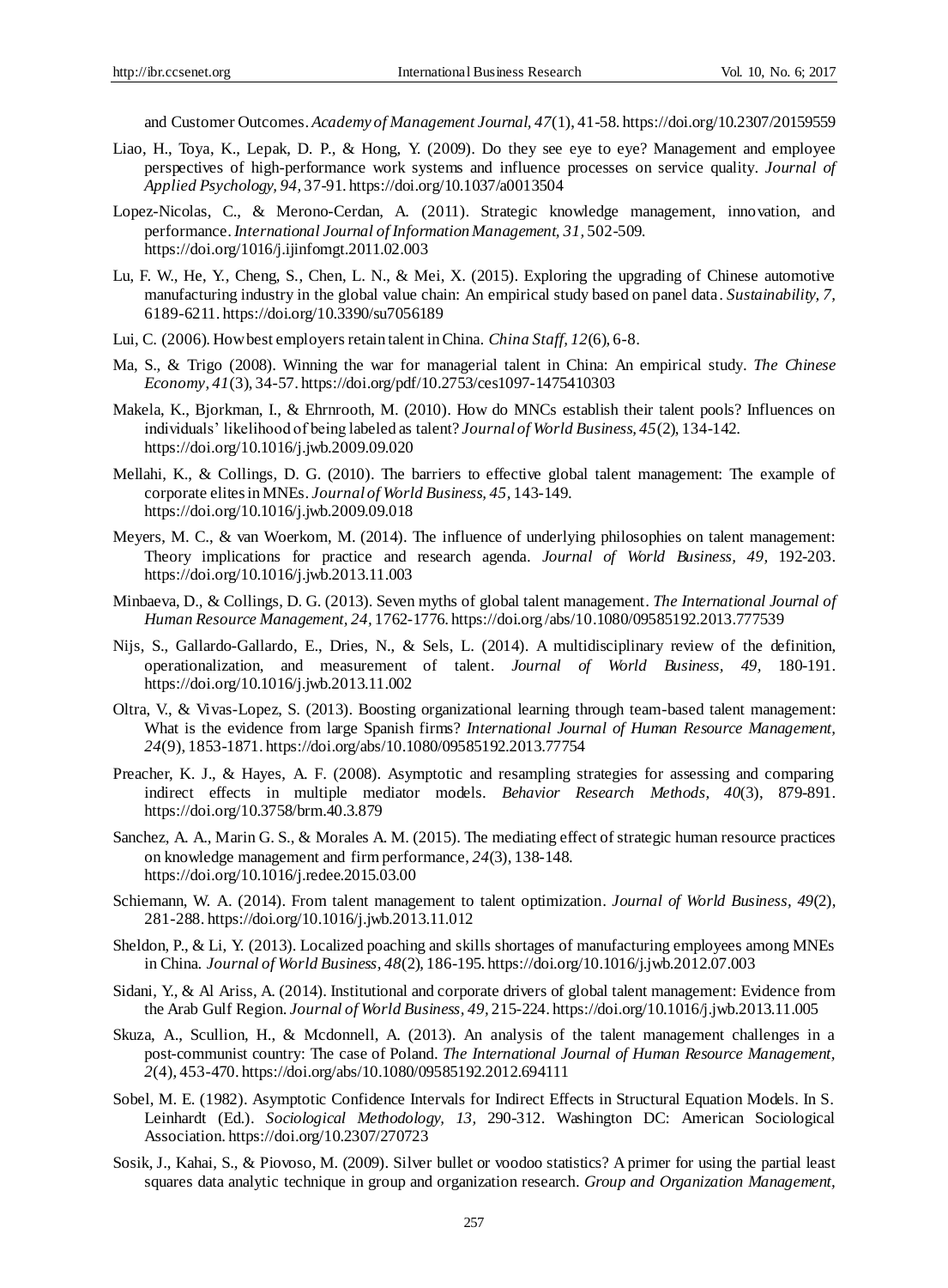and Customer Outcomes. *Academy of Management Journal, 47*(1), 41-58. https://doi.org/10.2307/20159559

Liao, H., Toya, K., Lepak, D. P., & Hong, Y. (2009). Do they see eye to eye? Management and employee perspectives of high-performance work systems and influence processes on service quality. *Journal of Applied Psychology, 94*, 37-91. https://doi.org/10.1037/a0013504

Lopez-Nicolas, C., & Merono-Cerdan, A. (2011). Strategic knowledge management, innovation, and performance. *International Journal of Information Management, 31*, 502-509. https://doi.org/1016/j.ijinfomgt.2011.02.003

Lu, F. W., He, Y., Cheng, S., Chen, L. N., & Mei, X. (2015). Exploring the upgrading of Chinese automotive manufacturing industry in the global value chain: An empirical study based on panel data. *Sustainability, 7*, 6189-6211. https://doi.org/10.3390/su7056189

Lui, C. (2006). How best employers retain talent in China. *China Staff, 12*(6), 6-8.

Ma, S., & Trigo (2008). Winning the war for managerial talent in China: An empirical study. *The Chinese Economy, 41*(3), 34-57. https://doi.org/pdf/10.2753/ces1097-1475410303

Makela, K., Bjorkman, I., & Ehrnrooth, M. (2010). How do MNCs establish their talent pools? Influences on individuals' likelihood of being labeled as talent? *Journal of World Business, 45*(2), 134-142. https://doi.org/10.1016/j.jwb.2009.09.020

Mellahi, K., & Collings, D. G. (2010). The barriers to effective global talent management: The example of corporate elites in MNEs. *Journal of World Business, 45*, 143-149. https://doi.org/10.1016/j.jwb.2009.09.018

Meyers, M. C., & van Woerkom, M. (2014). The influence of underlying philosophies on talent management: Theory implications for practice and research agenda. *Journal of World Business, 49*, 192-203. https://doi.org/10.1016/j.jwb.2013.11.003

Minbaeva, D., & Collings, D. G. (2013). Seven myths of global talent management. *The International Journal of Human Resource Management, 24*, 1762-1776. https://doi.org/abs/10.1080/09585192.2013.777539

Nijs, S., Gallardo-Gallardo, E., Dries, N., & Sels, L. (2014). A multidisciplinary review of the definition, operationalization, and measurement of talent. *Journal of World Business, 49*, 180-191. https://doi.org/10.1016/j.jwb.2013.11.002

Oltra, V., & Vivas-Lopez, S. (2013). Boosting organizational learning through team-based talent management: What is the evidence from large Spanish firms? *International Journal of Human Resource Management, 24*(9), 1853-1871. https://doi.org/abs/10.1080/09585192.2013.77754

Preacher, K. J., & Hayes, A. F. (2008). Asymptotic and resampling strategies for assessing and comparing indirect effects in multiple mediator models. *Behavior Research Methods, 40*(3), 879-891. https://doi.org/10.3758/brm.40.3.879

Sanchez, A. A., Marin G. S., & Morales A. M. (2015). The mediating effect of strategic human resource practices on knowledge management and firm performance, *24*(3), 138-148. https://doi.org/10.1016/j.redee.2015.03.00

Schiemann, W. A. (2014). From talent management to talent optimization. *Journal of World Business, 49*(2), 281-288. https://doi.org/10.1016/j.jwb.2013.11.012

Sheldon, P., & Li, Y. (2013). Localized poaching and skills shortages of manufacturing employees among MNEs in China. *Journal of World Business, 48*(2), 186-195. https://doi.org/10.1016/j.jwb.2012.07.003

Sidani, Y., & Al Ariss, A. (2014). Institutional and corporate drivers of global talent management: Evidence from the Arab Gulf Region. *Journal of World Business, 49*, 215-224. https://doi.org/10.1016/j.jwb.2013.11.005

Skuza, A., Scullion, H., & Mcdonnell, A. (2013). An analysis of the talent management challenges in a post-communist country: The case of Poland. *The International Journal of Human Resource Management, 2*(4), 453-470. https://doi.org/abs/10.1080/09585192.2012.694111

Sobel, M. E. (1982). Asymptotic Confidence Intervals for Indirect Effects in Structural Equation Models. In S. Leinhardt (Ed.). *Sociological Methodology, 13*, 290-312. Washington DC: American Sociological Association. https://doi.org/10.2307/270723

Sosik, J., Kahai, S., & Piovoso, M. (2009). Silver bullet or voodoo statistics? A primer for using the partial least squares data analytic technique in group and organization research. *Group and Organization Management*,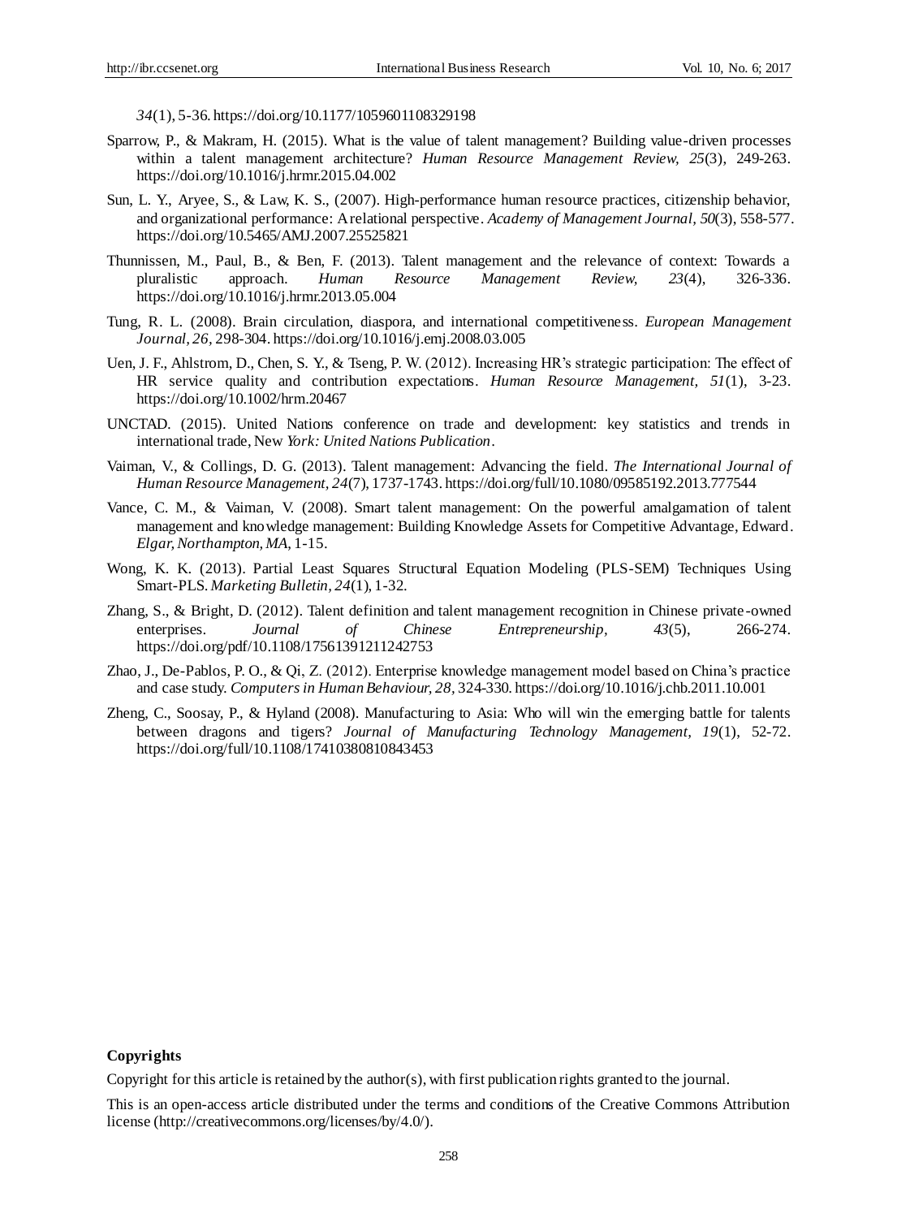*34*(1), 5-36. https://doi.org/10.1177/1059601108329198

Sparrow, P., & Makram, H. (2015). What is the value of talent management? Building value-driven processes within a talent management architecture? *Human Resource Management Review, 25*(3), 249-263. https://doi.org/10.1016/j.hrmr.2015.04.002

Sun, L. Y., Aryee, S., & Law, K. S., (2007). High-performance human resource practices, citizenship behavior, and organizational performance: A relational perspective. *Academy of Management Journal, 50*(3), 558-577. https://doi.org/10.5465/AMJ.2007.25525821

Thunnissen, M., Paul, B., & Ben, F. (2013). Talent management and the relevance of context: Towards a pluralistic approach. *Human Resource Management Review, 23*(4), 326-336. https://doi.org/10.1016/j.hrmr.2013.05.004

Tung, R. L. (2008). Brain circulation, diaspora, and international competitiveness. *European Management Journal, 26,* 298-304. https://doi.org/10.1016/j.emj.2008.03.005

Uen, J. F., Ahlstrom, D., Chen, S. Y., & Tseng, P. W. (2012). Increasing HR's strategic participation: The effect of HR service quality and contribution expectations. *Human Resource Management, 51*(1), 3-23. https://doi.org/10.1002/hrm.20467

UNCTAD. (2015). United Nations conference on trade and development: key statistics and trends in international trade, New *York: United Nations Publication*.

Vaiman, V., & Collings, D. G. (2013). Talent management: Advancing the field. *The International Journal of Human Resource Management, 24*(7), 1737-1743. https://doi.org/full/10.1080/09585192.2013.777544

Vance, C. M., & Vaiman, V. (2008). Smart talent management: On the powerful amalgamation of talent management and knowledge management: Building Knowledge Assets for Competitive Advantage, Edward. *Elgar, Northampton, MA*, 1-15.

Wong, K. K. (2013). Partial Least Squares Structural Equation Modeling (PLS-SEM) Techniques Using Smart-PLS. *Marketing Bulletin, 24*(1), 1-32.

Zhang, S., & Bright, D. (2012). Talent definition and talent management recognition in Chinese private-owned enterprises. *Journal of Chinese Entrepreneurship, 43*(5), 266-274. https://doi.org/pdf/10.1108/17561391211242753

Zhao, J., De-Pablos, P. O., & Qi, Z. (2012). Enterprise knowledge management model based on China's practice and case study. *Computers in Human Behaviour, 28,* 324-330. https://doi.org/10.1016/j.chb.2011.10.001

Zheng, C., Soosay, P., & Hyland (2008). Manufacturing to Asia: Who will win the emerging battle for talents between dragons and tigers? *Journal of Manufacturing Technology Management, 19*(1), 52-72. https://doi.org/full/10.1108/17410380810843453

**Copyrights**

Copyright for this article is retained by the author(s), with first publication rights granted to the journal.

This is an open-access article distributed under the terms and conditions of the Creative Commons Attribution license (http://creativecommons.org/licenses/by/4.0/).